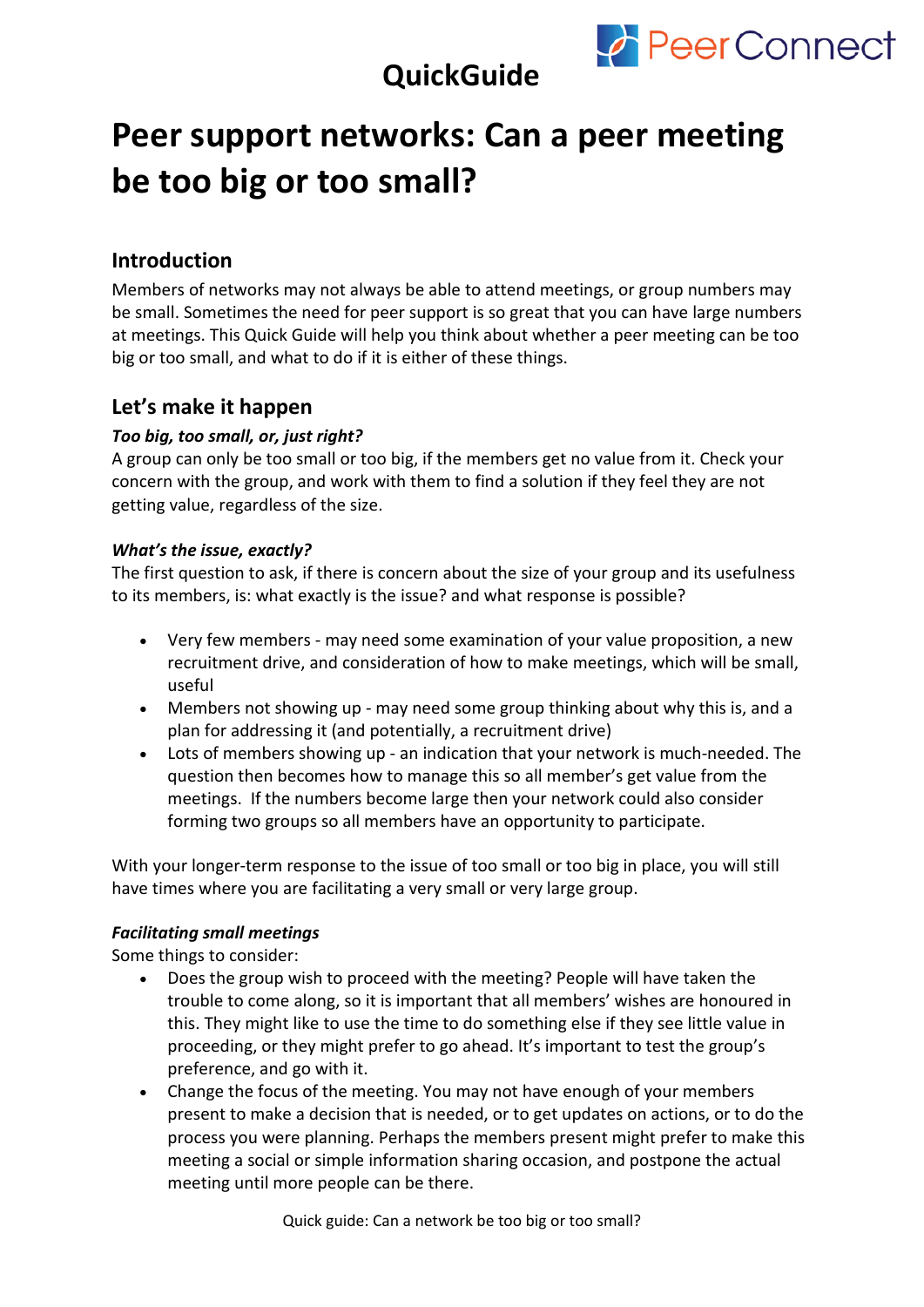QuickGuide

PeerConnect

# Peer support networks: Can a peer meeting be too big or too small?

## Introduction

Members of networks may not always be able to attend meetings, or group numbers may be small. Sometimes the need for peer support is so great that you can have large numbers at meetings. This Quick Guide will help you think about whether a peer meeting can be too big or too small, and what to do if it is either of these things.

## Let's make it happen

***Too big, too small, or, just right?***

A group can only be too small or too big, if the members get no value from it. Check your concern with the group, and work with them to find a solution if they feel they are not getting value, regardless of the size.

***What's the issue, exactly?***

The first question to ask, if there is concern about the size of your group and its usefulness to its members, is: what exactly is the issue? and what response is possible?

- Very few members - may need some examination of your value proposition, a new recruitment drive, and consideration of how to make meetings, which will be small, useful
- Members not showing up - may need some group thinking about why this is, and a plan for addressing it (and potentially, a recruitment drive)
- Lots of members showing up - an indication that your network is much-needed. The question then becomes how to manage this so all member's get value from the meetings. If the numbers become large then your network could also consider forming two groups so all members have an opportunity to participate.

With your longer-term response to the issue of too small or too big in place, you will still have times where you are facilitating a very small or very large group.

***Facilitating small meetings***

Some things to consider:

- Does the group wish to proceed with the meeting? People will have taken the trouble to come along, so it is important that all members' wishes are honoured in this. They might like to use the time to do something else if they see little value in proceeding, or they might prefer to go ahead. It's important to test the group's preference, and go with it.
- Change the focus of the meeting. You may not have enough of your members present to make a decision that is needed, or to get updates on actions, or to do the process you were planning. Perhaps the members present might prefer to make this meeting a social or simple information sharing occasion, and postpone the actual meeting until more people can be there.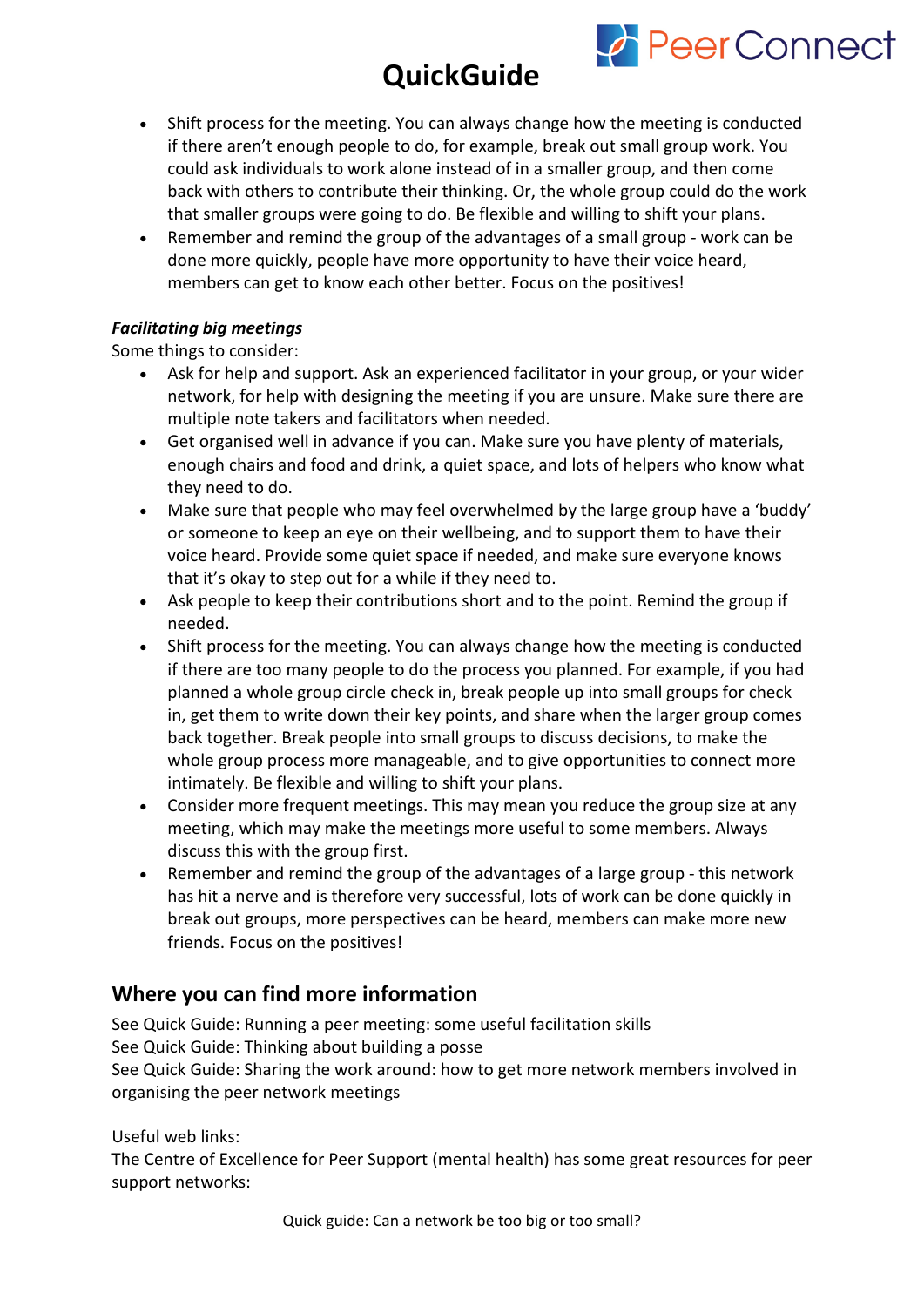- Shift process for the meeting. You can always change how the meeting is conducted if there aren't enough people to do, for example, break out small group work. You could ask individuals to work alone instead of in a smaller group, and then come back with others to contribute their thinking. Or, the whole group could do the work that smaller groups were going to do. Be flexible and willing to shift your plans.
- Remember and remind the group of the advantages of a small group - work can be done more quickly, people have more opportunity to have their voice heard, members can get to know each other better. Focus on the positives!

***Facilitating big meetings***

Some things to consider:

- Ask for help and support. Ask an experienced facilitator in your group, or your wider network, for help with designing the meeting if you are unsure. Make sure there are multiple note takers and facilitators when needed.
- Get organised well in advance if you can. Make sure you have plenty of materials, enough chairs and food and drink, a quiet space, and lots of helpers who know what they need to do.
- Make sure that people who may feel overwhelmed by the large group have a 'buddy' or someone to keep an eye on their wellbeing, and to support them to have their voice heard. Provide some quiet space if needed, and make sure everyone knows that it's okay to step out for a while if they need to.
- Ask people to keep their contributions short and to the point. Remind the group if needed.
- Shift process for the meeting. You can always change how the meeting is conducted if there are too many people to do the process you planned. For example, if you had planned a whole group circle check in, break people up into small groups for check in, get them to write down their key points, and share when the larger group comes back together. Break people into small groups to discuss decisions, to make the whole group process more manageable, and to give opportunities to connect more intimately. Be flexible and willing to shift your plans.
- Consider more frequent meetings. This may mean you reduce the group size at any meeting, which may make the meetings more useful to some members. Always discuss this with the group first.
- Remember and remind the group of the advantages of a large group - this network has hit a nerve and is therefore very successful, lots of work can be done quickly in break out groups, more perspectives can be heard, members can make more new friends. Focus on the positives!

## Where you can find more information

See Quick Guide: Running a peer meeting: some useful facilitation skills
See Quick Guide: Thinking about building a posse
See Quick Guide: Sharing the work around: how to get more network members involved in organising the peer network meetings

Useful web links:
The Centre of Excellence for Peer Support (mental health) has some great resources for peer support networks: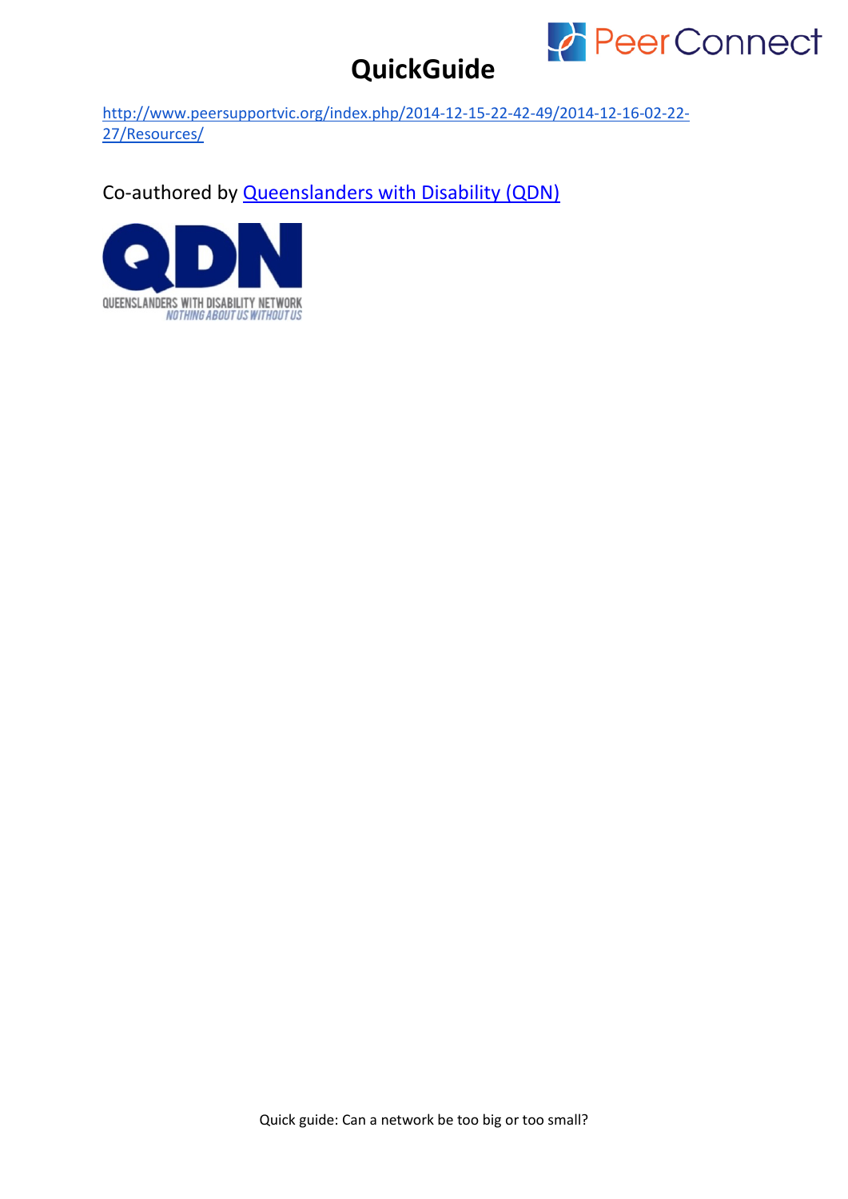http://www.peersupportvic.org/index.php/2014-12-15-22-42-49/2014-12-16-02-22-27/Resources/

Co-authored by [Queenslanders with Disability (QDN)](#)